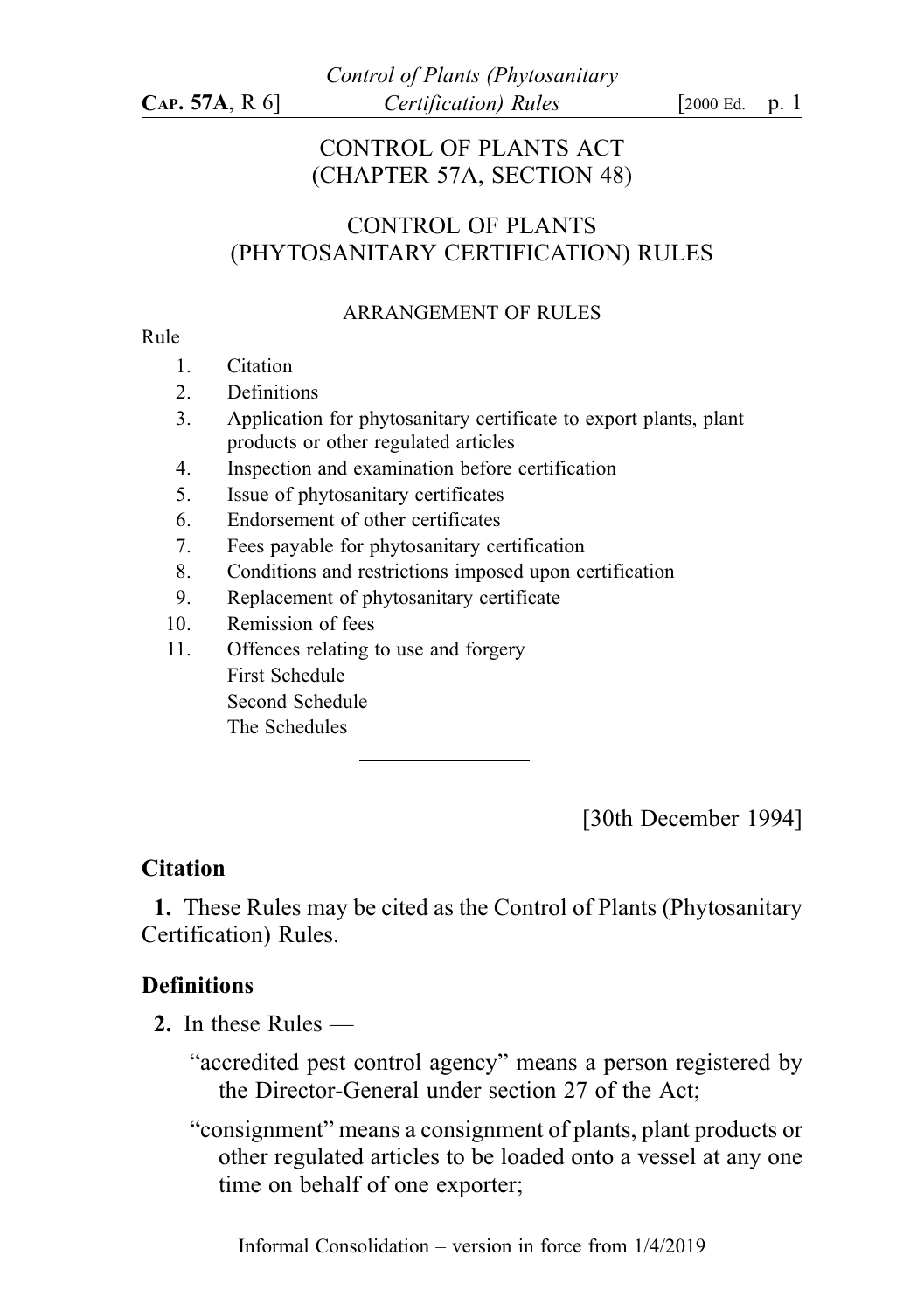# CONTROL OF PLANTS ACT
# (CHAPTER 57A, SECTION 48)

## CONTROL OF PLANTS (PHYTOSANITARY CERTIFICATION) RULES

### ARRANGEMENT OF RULES

Rule

1. Citation
2. Definitions
3. Application for phytosanitary certificate to export plants, plant products or other regulated articles
4. Inspection and examination before certification
5. Issue of phytosanitary certificates
6. Endorsement of other certificates
7. Fees payable for phytosanitary certification
8. Conditions and restrictions imposed upon certification
9. Replacement of phytosanitary certificate
10. Remission of fees
11. Offences relating to use and forgery

First Schedule

Second Schedule

The Schedules

---

[30th December 1994]

### Citation

**1.** These Rules may be cited as the Control of Plants (Phytosanitary Certification) Rules.

### Definitions

**2.** In these Rules —

"accredited pest control agency" means a person registered by the Director-General under section 27 of the Act;

"consignment" means a consignment of plants, plant products or other regulated articles to be loaded onto a vessel at any one time on behalf of one exporter;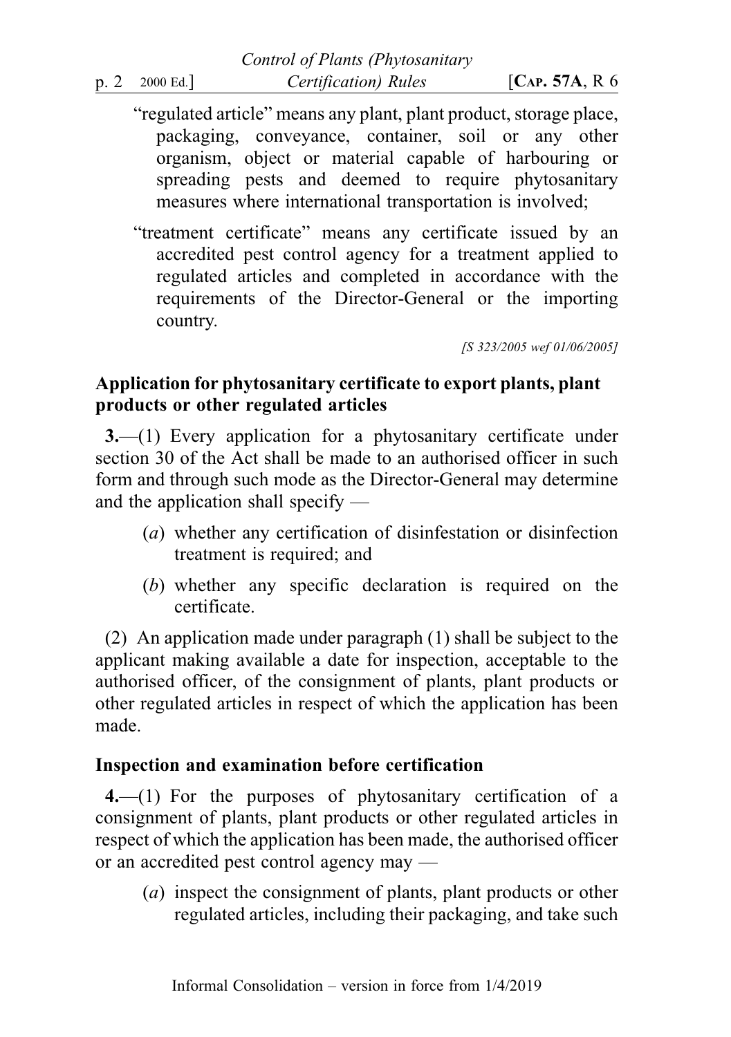"regulated article" means any plant, plant product, storage place, packaging, conveyance, container, soil or any other organism, object or material capable of harbouring or spreading pests and deemed to require phytosanitary measures where international transportation is involved;

"treatment certificate" means any certificate issued by an accredited pest control agency for a treatment applied to regulated articles and completed in accordance with the requirements of the Director-General or the importing country.

*[S 323/2005 wef 01/06/2005]*

### Application for phytosanitary certificate to export plants, plant products or other regulated articles

**3.**—(1) Every application for a phytosanitary certificate under section 30 of the Act shall be made to an authorised officer in such form and through such mode as the Director-General may determine and the application shall specify —

(*a*) whether any certification of disinfestation or disinfection treatment is required; and

(*b*) whether any specific declaration is required on the certificate.

(2) An application made under paragraph (1) shall be subject to the applicant making available a date for inspection, acceptable to the authorised officer, of the consignment of plants, plant products or other regulated articles in respect of which the application has been made.

### Inspection and examination before certification

**4.**—(1) For the purposes of phytosanitary certification of a consignment of plants, plant products or other regulated articles in respect of which the application has been made, the authorised officer or an accredited pest control agency may —

(*a*) inspect the consignment of plants, plant products or other regulated articles, including their packaging, and take such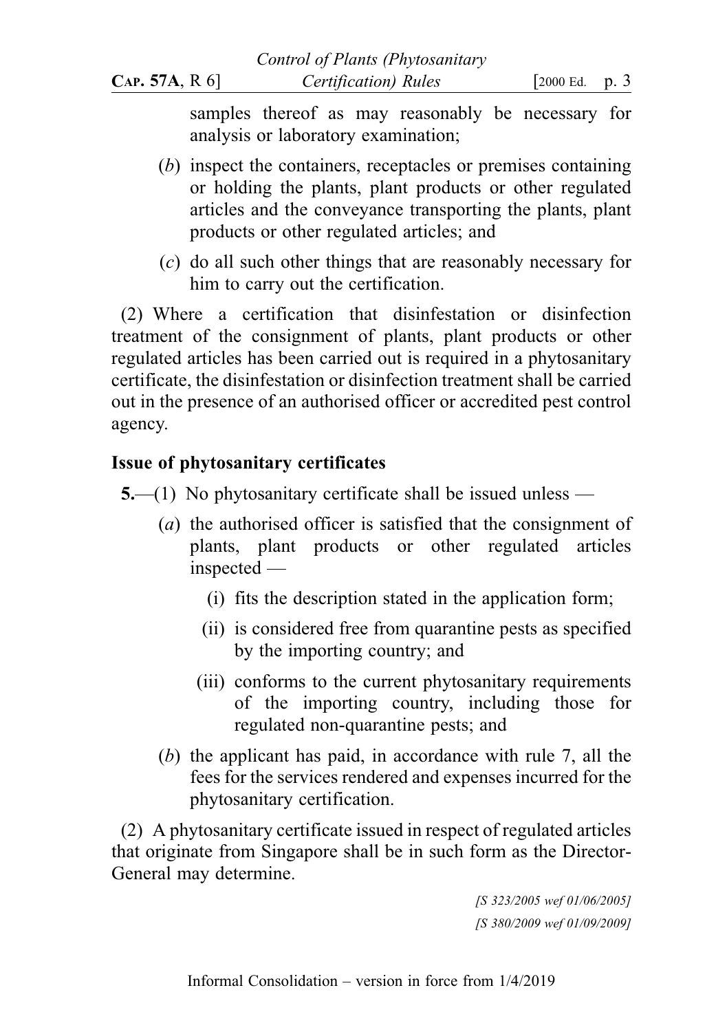samples thereof as may reasonably be necessary for analysis or laboratory examination;

(*b*) inspect the containers, receptacles or premises containing or holding the plants, plant products or other regulated articles and the conveyance transporting the plants, plant products or other regulated articles; and

(*c*) do all such other things that are reasonably necessary for him to carry out the certification.

(2) Where a certification that disinfestation or disinfection treatment of the consignment of plants, plant products or other regulated articles has been carried out is required in a phytosanitary certificate, the disinfestation or disinfection treatment shall be carried out in the presence of an authorised officer or accredited pest control agency.

### Issue of phytosanitary certificates

**5.**—(1) No phytosanitary certificate shall be issued unless —

(*a*) the authorised officer is satisfied that the consignment of plants, plant products or other regulated articles inspected —

(i) fits the description stated in the application form;

(ii) is considered free from quarantine pests as specified by the importing country; and

(iii) conforms to the current phytosanitary requirements of the importing country, including those for regulated non-quarantine pests; and

(*b*) the applicant has paid, in accordance with rule 7, all the fees for the services rendered and expenses incurred for the phytosanitary certification.

(2) A phytosanitary certificate issued in respect of regulated articles that originate from Singapore shall be in such form as the Director-General may determine.

*[S 323/2005 wef 01/06/2005]*

*[S 380/2009 wef 01/09/2009]*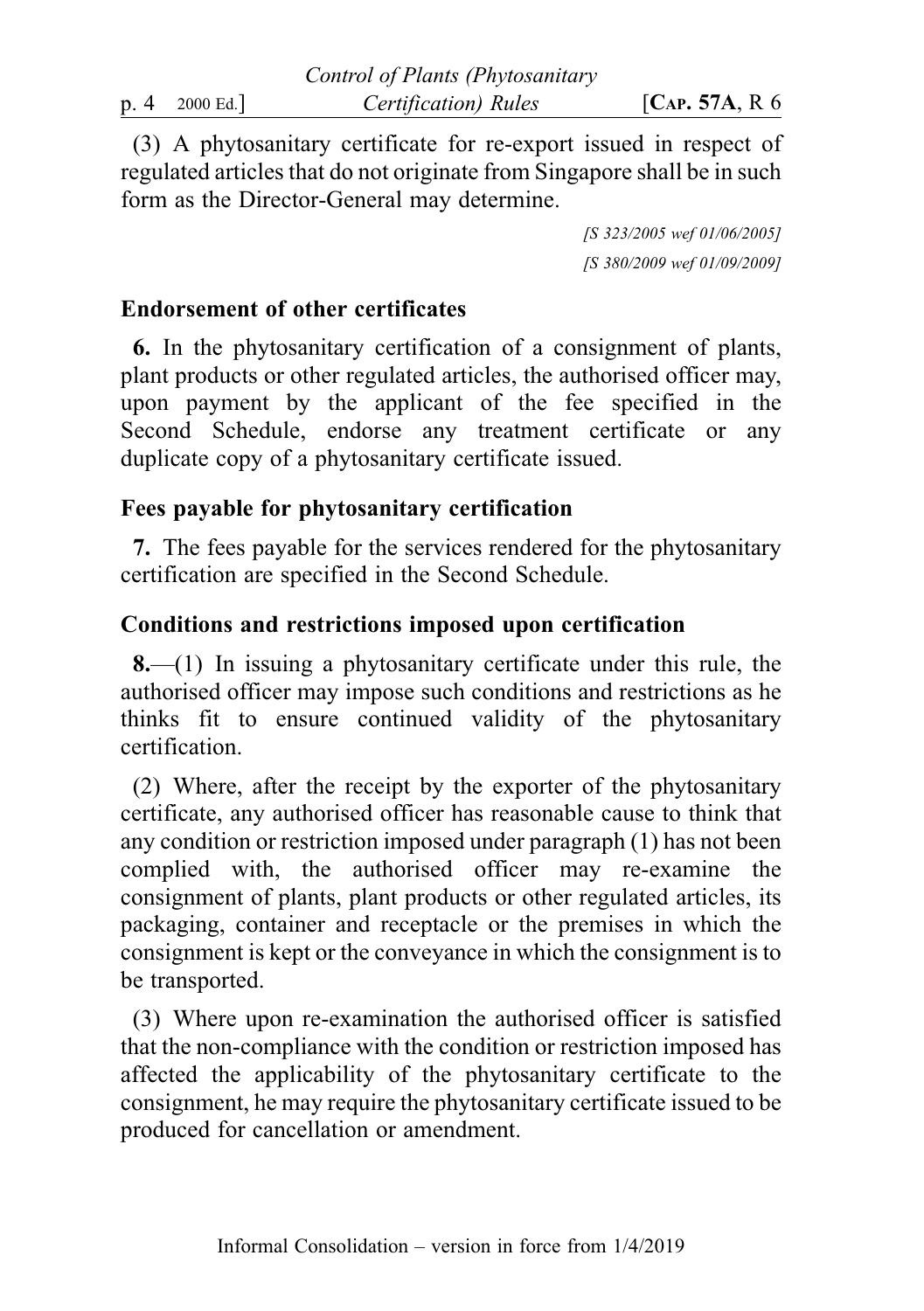(3) A phytosanitary certificate for re-export issued in respect of regulated articles that do not originate from Singapore shall be in such form as the Director-General may determine.

*[S 323/2005 wef 01/06/2005]*
*[S 380/2009 wef 01/09/2009]*

### Endorsement of other certificates

**6.** In the phytosanitary certification of a consignment of plants, plant products or other regulated articles, the authorised officer may, upon payment by the applicant of the fee specified in the Second Schedule, endorse any treatment certificate or any duplicate copy of a phytosanitary certificate issued.

### Fees payable for phytosanitary certification

**7.** The fees payable for the services rendered for the phytosanitary certification are specified in the Second Schedule.

### Conditions and restrictions imposed upon certification

**8.**—(1) In issuing a phytosanitary certificate under this rule, the authorised officer may impose such conditions and restrictions as he thinks fit to ensure continued validity of the phytosanitary certification.

(2) Where, after the receipt by the exporter of the phytosanitary certificate, any authorised officer has reasonable cause to think that any condition or restriction imposed under paragraph (1) has not been complied with, the authorised officer may re-examine the consignment of plants, plant products or other regulated articles, its packaging, container and receptacle or the premises in which the consignment is kept or the conveyance in which the consignment is to be transported.

(3) Where upon re-examination the authorised officer is satisfied that the non-compliance with the condition or restriction imposed has affected the applicability of the phytosanitary certificate to the consignment, he may require the phytosanitary certificate issued to be produced for cancellation or amendment.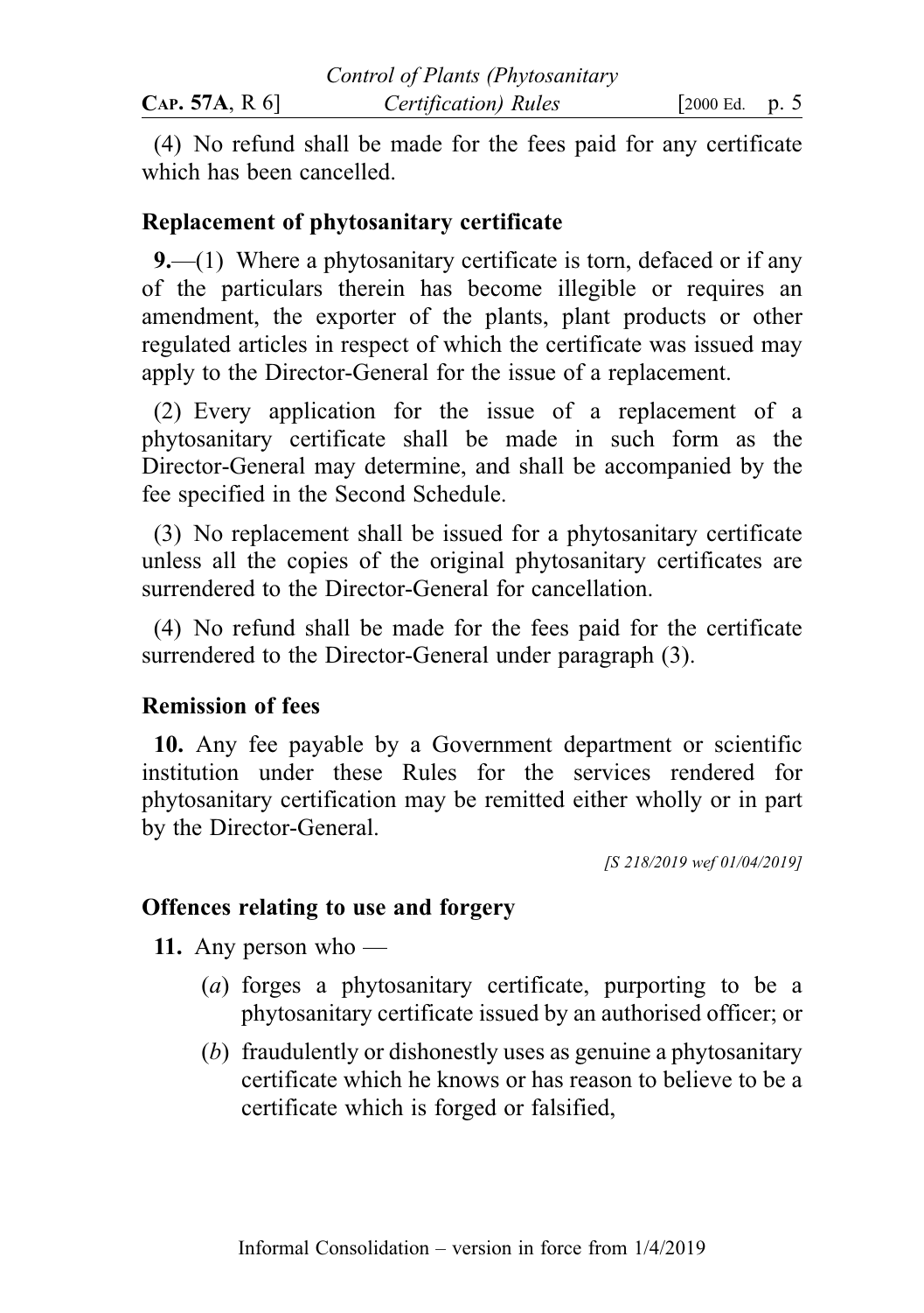(4) No refund shall be made for the fees paid for any certificate which has been cancelled.

### Replacement of phytosanitary certificate

**9.**—(1) Where a phytosanitary certificate is torn, defaced or if any of the particulars therein has become illegible or requires an amendment, the exporter of the plants, plant products or other regulated articles in respect of which the certificate was issued may apply to the Director-General for the issue of a replacement.

(2) Every application for the issue of a replacement of a phytosanitary certificate shall be made in such form as the Director-General may determine, and shall be accompanied by the fee specified in the Second Schedule.

(3) No replacement shall be issued for a phytosanitary certificate unless all the copies of the original phytosanitary certificates are surrendered to the Director-General for cancellation.

(4) No refund shall be made for the fees paid for the certificate surrendered to the Director-General under paragraph (3).

### Remission of fees

**10.** Any fee payable by a Government department or scientific institution under these Rules for the services rendered for phytosanitary certification may be remitted either wholly or in part by the Director-General.

*[S 218/2019 wef 01/04/2019]*

### Offences relating to use and forgery

**11.** Any person who —

(*a*) forges a phytosanitary certificate, purporting to be a phytosanitary certificate issued by an authorised officer; or

(*b*) fraudulently or dishonestly uses as genuine a phytosanitary certificate which he knows or has reason to believe to be a certificate which is forged or falsified,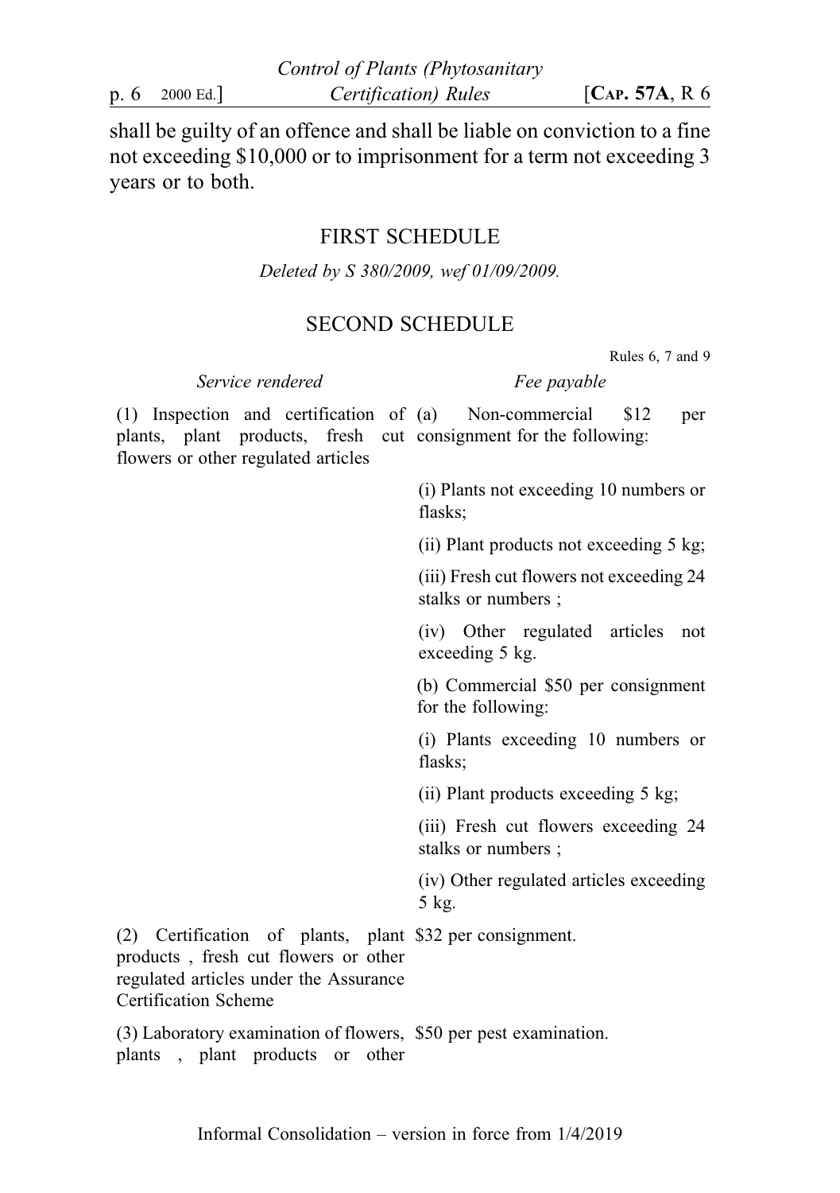shall be guilty of an offence and shall be liable on conviction to a fine not exceeding $10,000 or to imprisonment for a term not exceeding 3 years or to both.

## FIRST SCHEDULE

*Deleted by S 380/2009, wef 01/09/2009.*

## SECOND SCHEDULE

Rules 6, 7 and 9

| *Service rendered* | *Fee payable* |
| --- | --- |
| (1) Inspection and certification of plants, plant products, fresh cut flowers or other regulated articles | (a) Non-commercial $12 per consignment for the following: |
| | (i) Plants not exceeding 10 numbers or flasks; |
| | (ii) Plant products not exceeding 5 kg; |
| | (iii) Fresh cut flowers not exceeding 24 stalks or numbers ; |
| | (iv) Other regulated articles not exceeding 5 kg. |
| | (b) Commercial $50 per consignment for the following: |
| | (i) Plants exceeding 10 numbers or flasks; |
| | (ii) Plant products exceeding 5 kg; |
| | (iii) Fresh cut flowers exceeding 24 stalks or numbers ; |
| | (iv) Other regulated articles exceeding 5 kg. |
| (2) Certification of plants, plant products , fresh cut flowers or other regulated articles under the Assurance Certification Scheme | $32 per consignment. |
| (3) Laboratory examination of flowers, plants , plant products or other | $50 per pest examination. |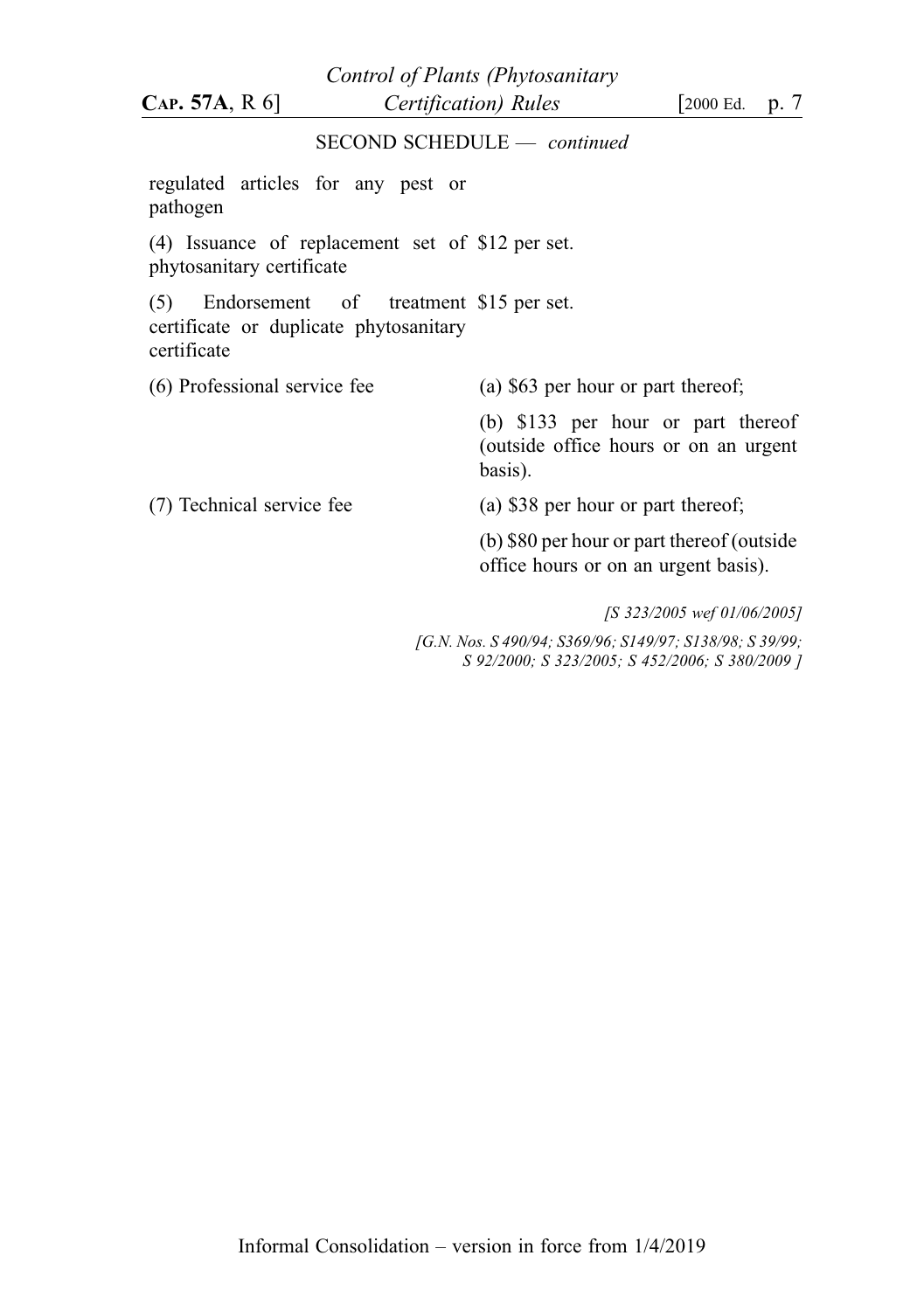SECOND SCHEDULE — *continued*

| | |
|---|---|
| regulated articles for any pest or pathogen | |
| (4) Issuance of replacement set of phytosanitary certificate | $12 per set. |
| (5) Endorsement of treatment certificate or duplicate phytosanitary certificate | $15 per set. |
| (6) Professional service fee | (a) $63 per hour or part thereof; |
| | (b) $133 per hour or part thereof (outside office hours or on an urgent basis). |
| (7) Technical service fee | (a) $38 per hour or part thereof; |
| | (b) $80 per hour or part thereof (outside office hours or on an urgent basis). |

*[S 323/2005 wef 01/06/2005]*

*[G.N. Nos. S 490/94; S369/96; S149/97; S138/98; S 39/99; S 92/2000; S 323/2005; S 452/2006; S 380/2009 ]*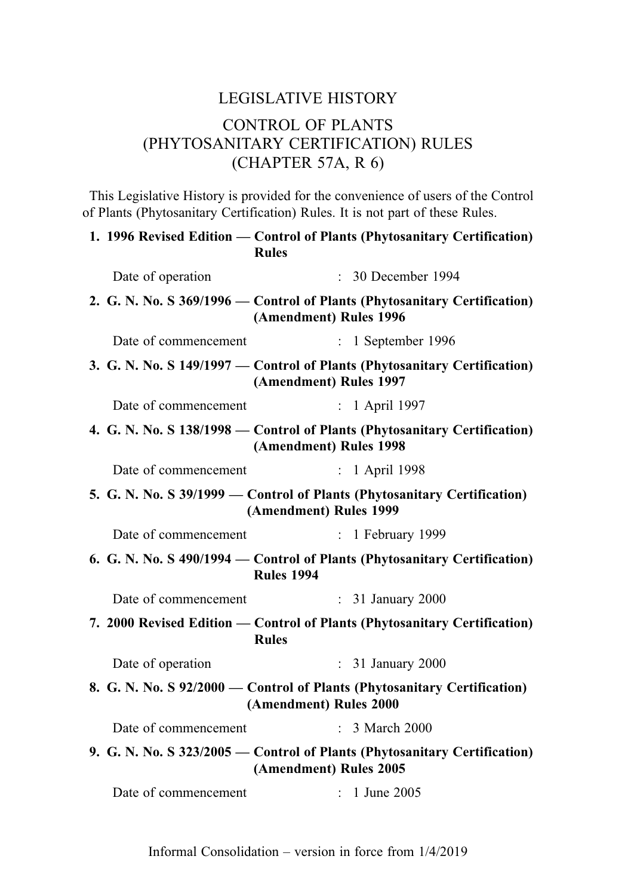# LEGISLATIVE HISTORY

## CONTROL OF PLANTS (PHYTOSANITARY CERTIFICATION) RULES (CHAPTER 57A, R 6)

This Legislative History is provided for the convenience of users of the Control of Plants (Phytosanitary Certification) Rules. It is not part of these Rules.

**1. 1996 Revised Edition — Control of Plants (Phytosanitary Certification) Rules**

Date of operation : 30 December 1994

**2. G. N. No. S 369/1996 — Control of Plants (Phytosanitary Certification) (Amendment) Rules 1996**

Date of commencement : 1 September 1996

**3. G. N. No. S 149/1997 — Control of Plants (Phytosanitary Certification) (Amendment) Rules 1997**

Date of commencement : 1 April 1997

**4. G. N. No. S 138/1998 — Control of Plants (Phytosanitary Certification) (Amendment) Rules 1998**

Date of commencement : 1 April 1998

**5. G. N. No. S 39/1999 — Control of Plants (Phytosanitary Certification) (Amendment) Rules 1999**

Date of commencement : 1 February 1999

**6. G. N. No. S 490/1994 — Control of Plants (Phytosanitary Certification) Rules 1994**

Date of commencement : 31 January 2000

**7. 2000 Revised Edition — Control of Plants (Phytosanitary Certification) Rules**

Date of operation : 31 January 2000

**8. G. N. No. S 92/2000 — Control of Plants (Phytosanitary Certification) (Amendment) Rules 2000**

Date of commencement : 3 March 2000

**9. G. N. No. S 323/2005 — Control of Plants (Phytosanitary Certification) (Amendment) Rules 2005**

Date of commencement : 1 June 2005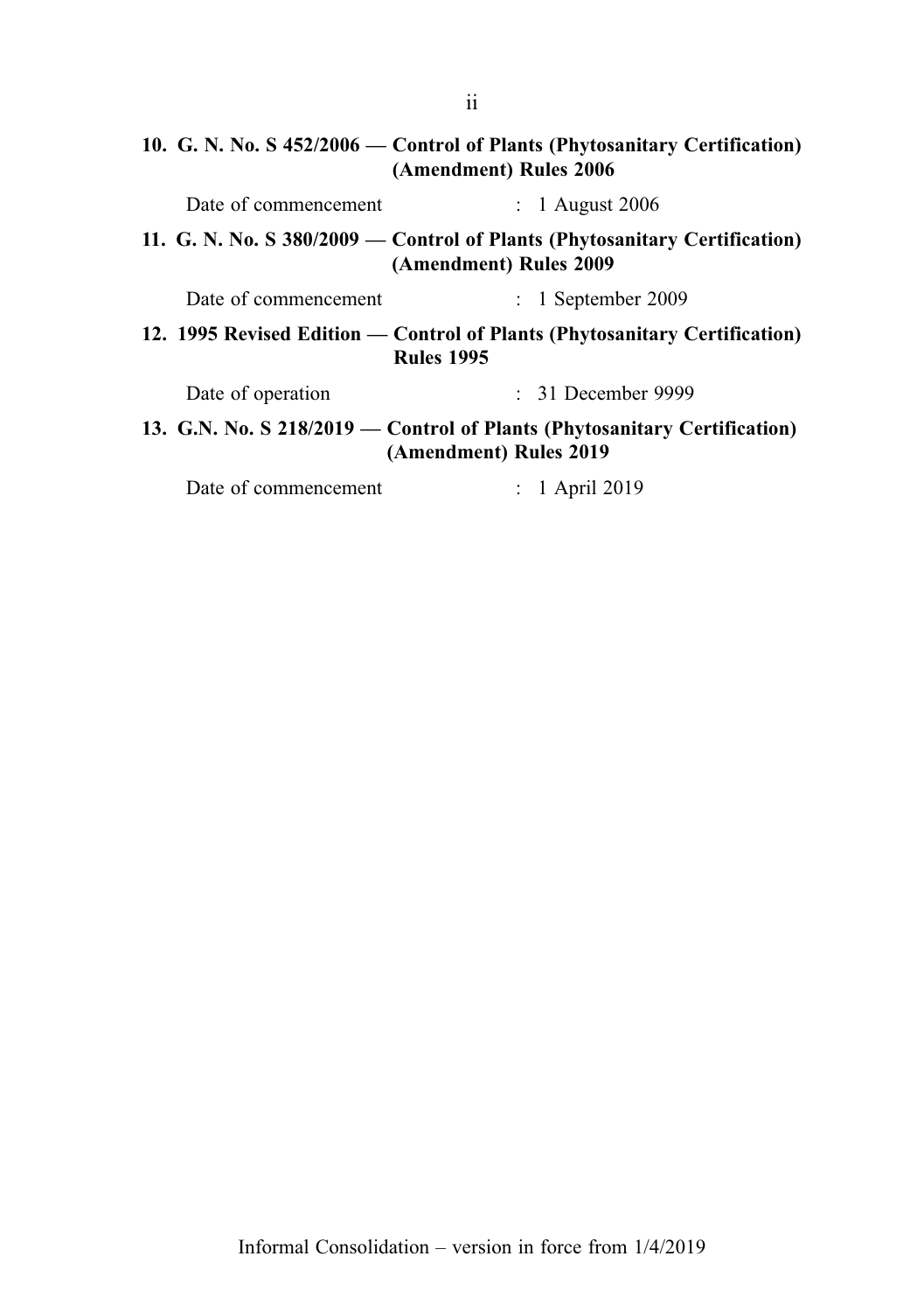**10. G. N. No. S 452/2006 — Control of Plants (Phytosanitary Certification) (Amendment) Rules 2006**

Date of commencement : 1 August 2006

**11. G. N. No. S 380/2009 — Control of Plants (Phytosanitary Certification) (Amendment) Rules 2009**

Date of commencement : 1 September 2009

**12. 1995 Revised Edition — Control of Plants (Phytosanitary Certification) Rules 1995**

Date of operation : 31 December 9999

**13. G.N. No. S 218/2019 — Control of Plants (Phytosanitary Certification) (Amendment) Rules 2019**

Date of commencement : 1 April 2019